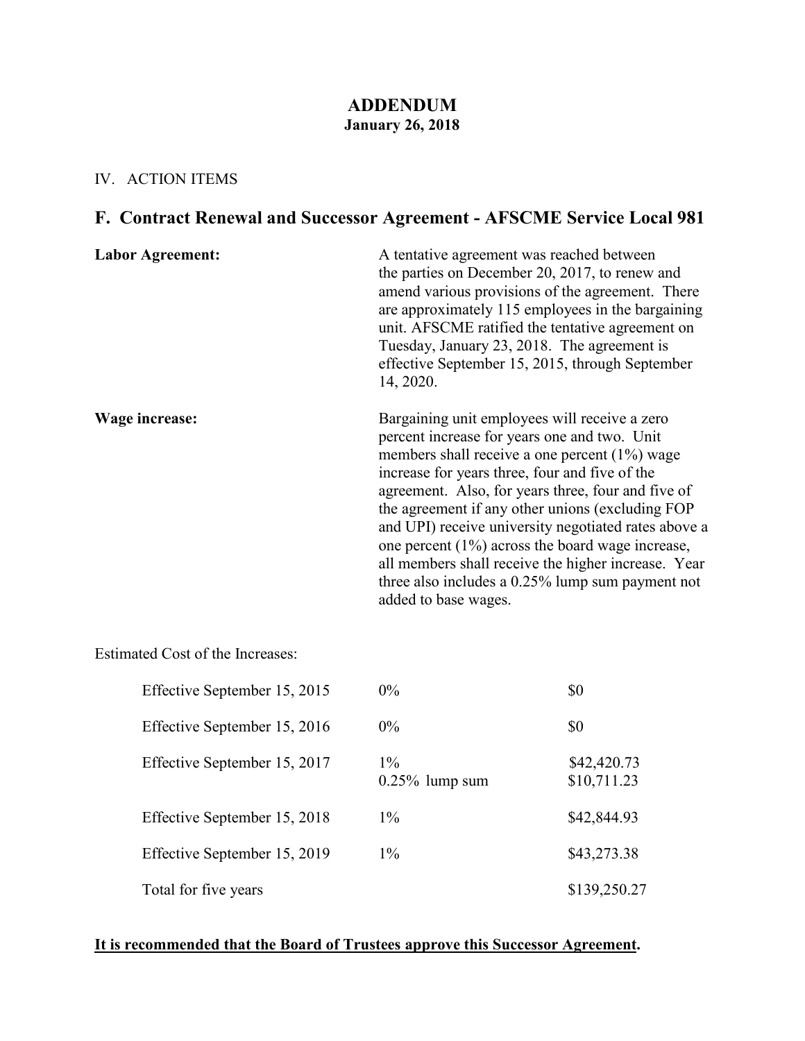# ADDENDUM

**January 26, 2018**

IV. ACTION ITEMS

## F. Contract Renewal and Successor Agreement - AFSCME Service Local 981

**Labor Agreement:** A tentative agreement was reached between the parties on December 20, 2017, to renew and amend various provisions of the agreement. There are approximately 115 employees in the bargaining unit. AFSCME ratified the tentative agreement on Tuesday, January 23, 2018. The agreement is effective September 15, 2015, through September 14, 2020.

**Wage increase:** Bargaining unit employees will receive a zero percent increase for years one and two. Unit members shall receive a one percent (1%) wage increase for years three, four and five of the agreement. Also, for years three, four and five of the agreement if any other unions (excluding FOP and UPI) receive university negotiated rates above a one percent (1%) across the board wage increase, all members shall receive the higher increase. Year three also includes a 0.25% lump sum payment not added to base wages.

Estimated Cost of the Increases:

| | | |
|---|---|---|
| Effective September 15, 2015 | 0% | $0 |
| Effective September 15, 2016 | 0% | $0 |
| Effective September 15, 2017 | 1% | $42,420.73 |
| | 0.25% lump sum | $10,711.23 |
| Effective September 15, 2018 | 1% | $42,844.93 |
| Effective September 15, 2019 | 1% | $43,273.38 |
| Total for five years | | $139,250.27 |

**It is recommended that the Board of Trustees approve this Successor Agreement.**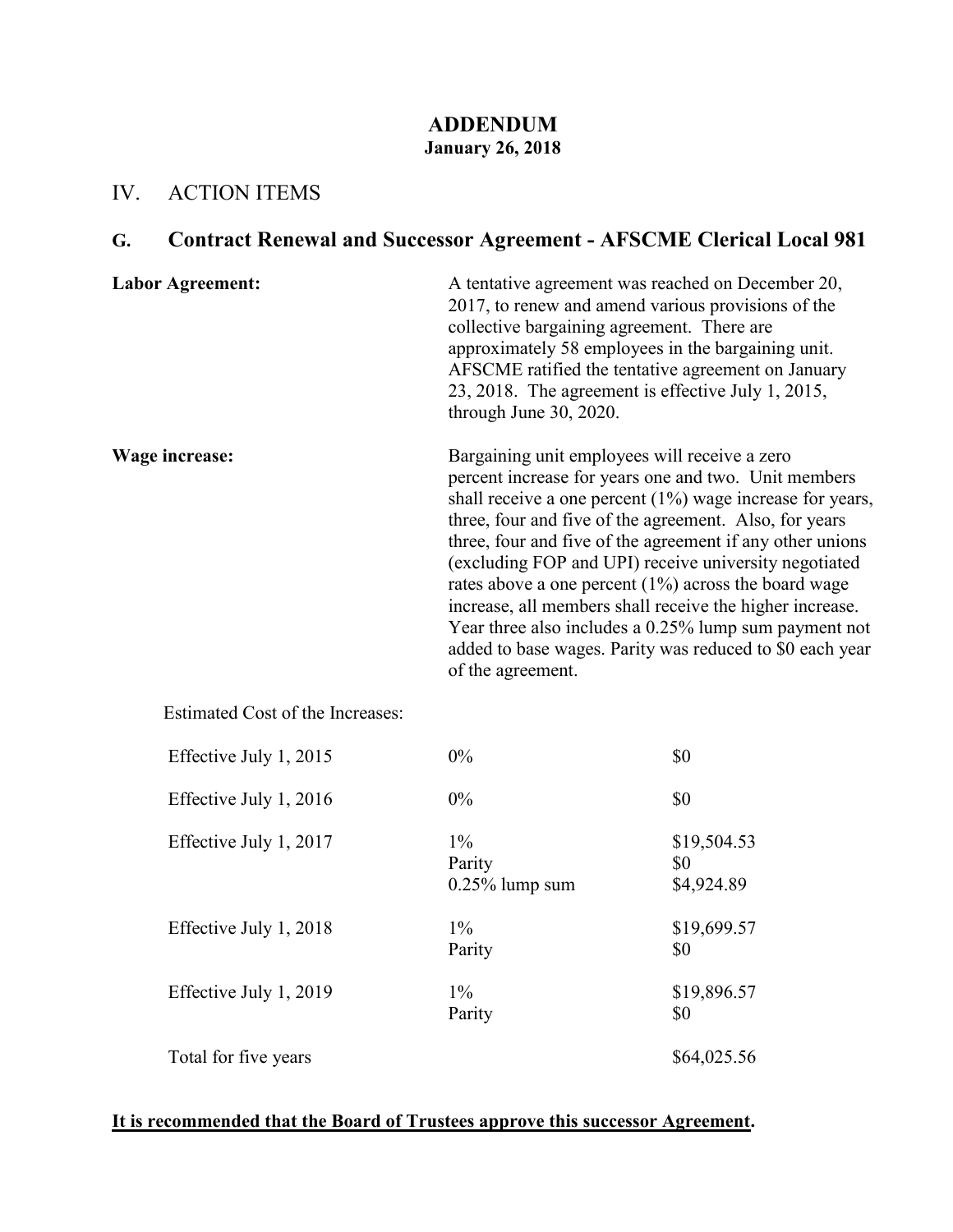# ADDENDUM

**January 26, 2018**

## IV. ACTION ITEMS

## G. Contract Renewal and Successor Agreement - AFSCME Clerical Local 981

**Labor Agreement:**

A tentative agreement was reached on December 20, 2017, to renew and amend various provisions of the collective bargaining agreement. There are approximately 58 employees in the bargaining unit. AFSCME ratified the tentative agreement on January 23, 2018. The agreement is effective July 1, 2015, through June 30, 2020.

**Wage increase:**

Bargaining unit employees will receive a zero percent increase for years one and two. Unit members shall receive a one percent (1%) wage increase for years, three, four and five of the agreement. Also, for years three, four and five of the agreement if any other unions (excluding FOP and UPI) receive university negotiated rates above a one percent (1%) across the board wage increase, all members shall receive the higher increase. Year three also includes a 0.25% lump sum payment not added to base wages. Parity was reduced to $0 each year of the agreement.

Estimated Cost of the Increases:

| | | |
|---|---|---|
| Effective July 1, 2015 | 0% | $0 |
| Effective July 1, 2016 | 0% | $0 |
| Effective July 1, 2017 | 1% | $19,504.53 |
| | Parity | $0 |
| | 0.25% lump sum | $4,924.89 |
| Effective July 1, 2018 | 1% | $19,699.57 |
| | Parity | $0 |
| Effective July 1, 2019 | 1% | $19,896.57 |
| | Parity | $0 |
| Total for five years | | $64,025.56 |

**It is recommended that the Board of Trustees approve this successor Agreement.**